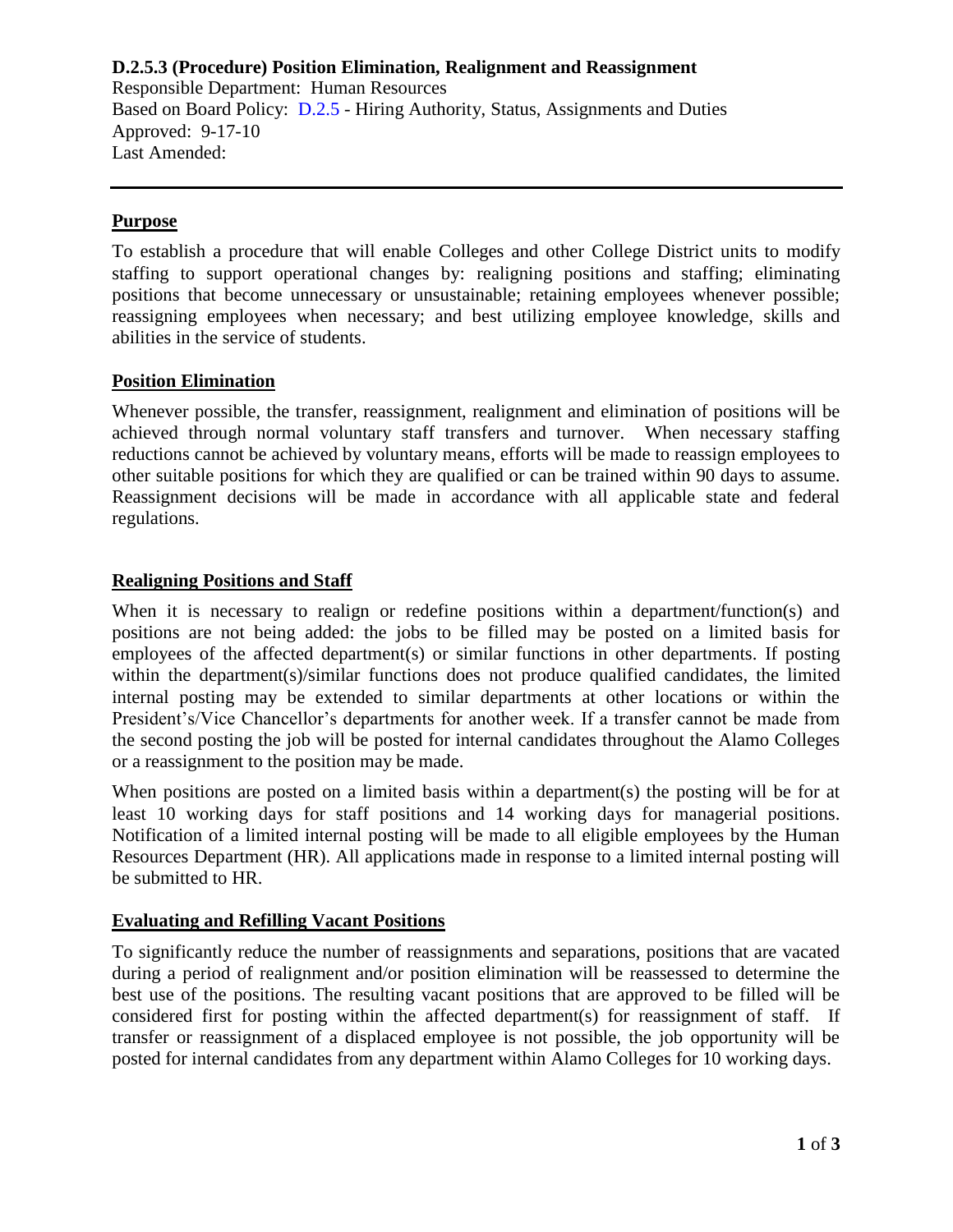# D.2.5.3 (Procedure) Position Elimination, Realignment and Reassignment

Responsible Department: Human Resources
Based on Board Policy: D.2.5 - Hiring Authority, Status, Assignments and Duties
Approved: 9-17-10
Last Amended:

---

## Purpose

To establish a procedure that will enable Colleges and other College District units to modify staffing to support operational changes by: realigning positions and staffing; eliminating positions that become unnecessary or unsustainable; retaining employees whenever possible; reassigning employees when necessary; and best utilizing employee knowledge, skills and abilities in the service of students.

## Position Elimination

Whenever possible, the transfer, reassignment, realignment and elimination of positions will be achieved through normal voluntary staff transfers and turnover. When necessary staffing reductions cannot be achieved by voluntary means, efforts will be made to reassign employees to other suitable positions for which they are qualified or can be trained within 90 days to assume. Reassignment decisions will be made in accordance with all applicable state and federal regulations.

## Realigning Positions and Staff

When it is necessary to realign or redefine positions within a department/function(s) and positions are not being added: the jobs to be filled may be posted on a limited basis for employees of the affected department(s) or similar functions in other departments. If posting within the department(s)/similar functions does not produce qualified candidates, the limited internal posting may be extended to similar departments at other locations or within the President's/Vice Chancellor's departments for another week. If a transfer cannot be made from the second posting the job will be posted for internal candidates throughout the Alamo Colleges or a reassignment to the position may be made.

When positions are posted on a limited basis within a department(s) the posting will be for at least 10 working days for staff positions and 14 working days for managerial positions. Notification of a limited internal posting will be made to all eligible employees by the Human Resources Department (HR). All applications made in response to a limited internal posting will be submitted to HR.

## Evaluating and Refilling Vacant Positions

To significantly reduce the number of reassignments and separations, positions that are vacated during a period of realignment and/or position elimination will be reassessed to determine the best use of the positions. The resulting vacant positions that are approved to be filled will be considered first for posting within the affected department(s) for reassignment of staff. If transfer or reassignment of a displaced employee is not possible, the job opportunity will be posted for internal candidates from any department within Alamo Colleges for 10 working days.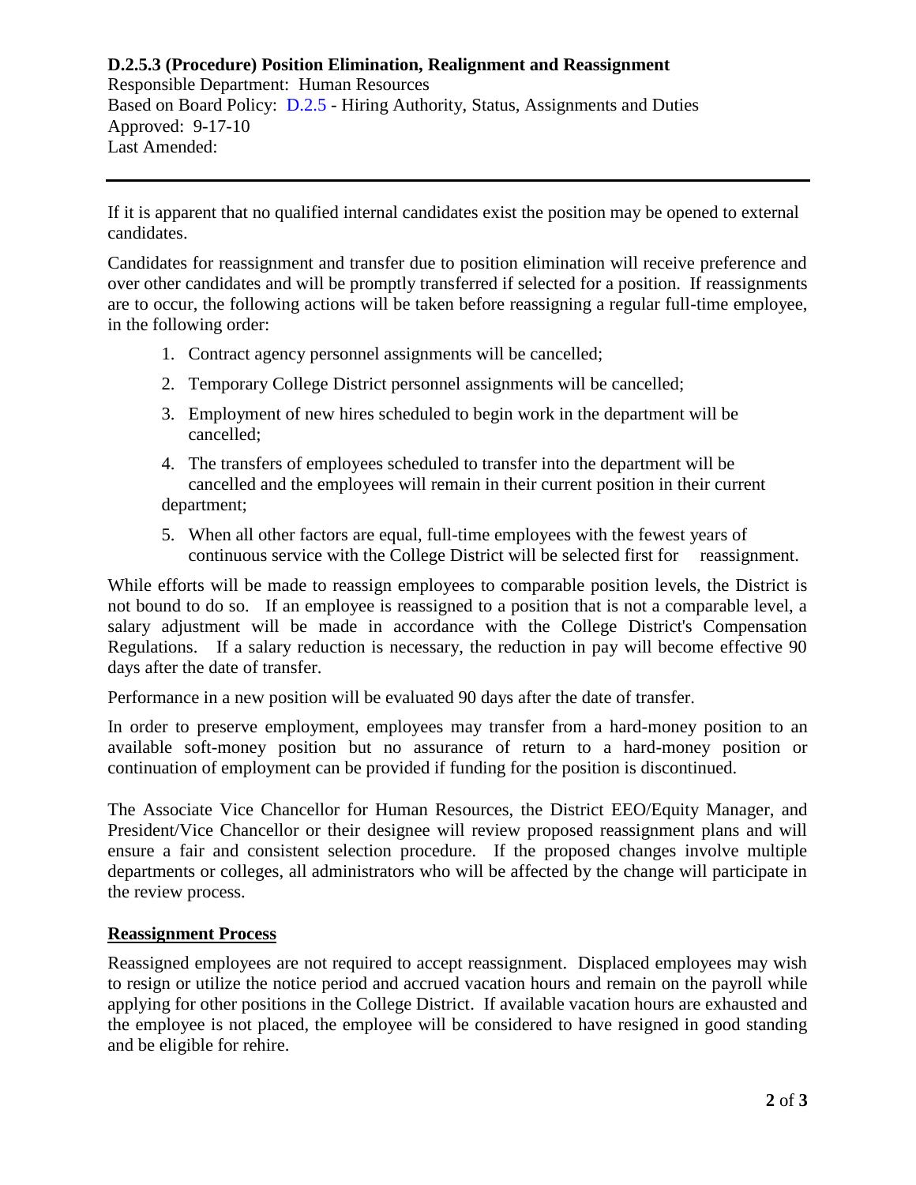**D.2.5.3 (Procedure) Position Elimination, Realignment and Reassignment**
Responsible Department: Human Resources
Based on Board Policy: D.2.5 - Hiring Authority, Status, Assignments and Duties
Approved: 9-17-10
Last Amended:

---

If it is apparent that no qualified internal candidates exist the position may be opened to external candidates.

Candidates for reassignment and transfer due to position elimination will receive preference and over other candidates and will be promptly transferred if selected for a position. If reassignments are to occur, the following actions will be taken before reassigning a regular full-time employee, in the following order:

1. Contract agency personnel assignments will be cancelled;
2. Temporary College District personnel assignments will be cancelled;
3. Employment of new hires scheduled to begin work in the department will be cancelled;
4. The transfers of employees scheduled to transfer into the department will be cancelled and the employees will remain in their current position in their current department;
5. When all other factors are equal, full-time employees with the fewest years of continuous service with the College District will be selected first for reassignment.

While efforts will be made to reassign employees to comparable position levels, the District is not bound to do so. If an employee is reassigned to a position that is not a comparable level, a salary adjustment will be made in accordance with the College District's Compensation Regulations. If a salary reduction is necessary, the reduction in pay will become effective 90 days after the date of transfer.

Performance in a new position will be evaluated 90 days after the date of transfer.

In order to preserve employment, employees may transfer from a hard-money position to an available soft-money position but no assurance of return to a hard-money position or continuation of employment can be provided if funding for the position is discontinued.

The Associate Vice Chancellor for Human Resources, the District EEO/Equity Manager, and President/Vice Chancellor or their designee will review proposed reassignment plans and will ensure a fair and consistent selection procedure. If the proposed changes involve multiple departments or colleges, all administrators who will be affected by the change will participate in the review process.

**Reassignment Process**

Reassigned employees are not required to accept reassignment. Displaced employees may wish to resign or utilize the notice period and accrued vacation hours and remain on the payroll while applying for other positions in the College District. If available vacation hours are exhausted and the employee is not placed, the employee will be considered to have resigned in good standing and be eligible for rehire.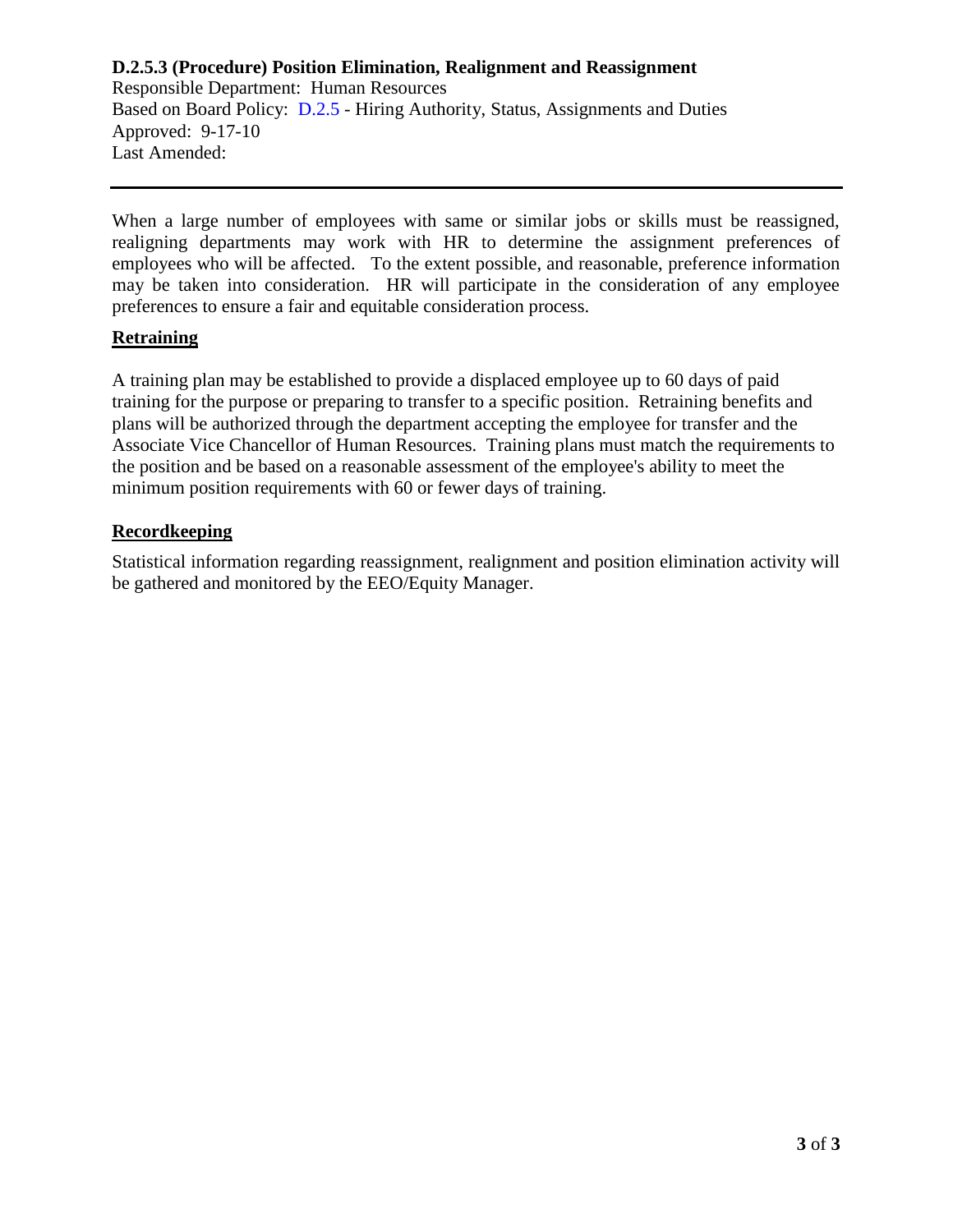**D.2.5.3 (Procedure) Position Elimination, Realignment and Reassignment**

Responsible Department: Human Resources
Based on Board Policy: D.2.5 - Hiring Authority, Status, Assignments and Duties
Approved: 9-17-10
Last Amended:

---

When a large number of employees with same or similar jobs or skills must be reassigned, realigning departments may work with HR to determine the assignment preferences of employees who will be affected. To the extent possible, and reasonable, preference information may be taken into consideration. HR will participate in the consideration of any employee preferences to ensure a fair and equitable consideration process.

## Retraining

A training plan may be established to provide a displaced employee up to 60 days of paid training for the purpose or preparing to transfer to a specific position. Retraining benefits and plans will be authorized through the department accepting the employee for transfer and the Associate Vice Chancellor of Human Resources. Training plans must match the requirements to the position and be based on a reasonable assessment of the employee's ability to meet the minimum position requirements with 60 or fewer days of training.

## Recordkeeping

Statistical information regarding reassignment, realignment and position elimination activity will be gathered and monitored by the EEO/Equity Manager.